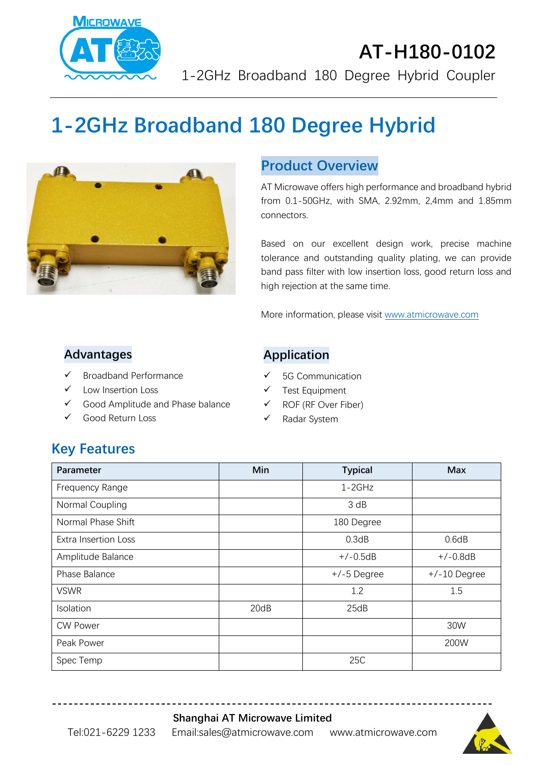# AT-H180-0102

1-2GHz Broadband 180 Degree Hybrid Coupler

# 1-2GHz Broadband 180 Degree Hybrid

## Product Overview

AT Microwave offers high performance and broadband hybrid from 0.1-50GHz, with SMA, 2.92mm, 2,4mm and 1.85mm connectors.

Based on our excellent design work, precise machine tolerance and outstanding quality plating, we can provide band pass filter with low insertion loss, good return loss and high rejection at the same time.

More information, please visit www.atmicrowave.com

## Advantages

- ✓ Broadband Performance
- ✓ Low Insertion Loss
- ✓ Good Amplitude and Phase balance
- ✓ Good Return Loss

## Application

- ✓ 5G Communication
- ✓ Test Equipment
- ✓ ROF (RF Over Fiber)
- ✓ Radar System

## Key Features

| Parameter | Min | Typical | Max |
|---|---|---|---|
| Frequency Range | | 1-2GHz | |
| Normal Coupling | | 3 dB | |
| Normal Phase Shift | | 180 Degree | |
| Extra Insertion Loss | | 0.3dB | 0.6dB |
| Amplitude Balance | | +/-0.5dB | +/-0.8dB |
| Phase Balance | | +/-5 Degree | +/-10 Degree |
| VSWR | | 1.2 | 1.5 |
| Isolation | 20dB | 25dB | |
| CW Power | | | 30W |
| Peak Power | | | 200W |
| Spec Temp | | 25C | |

**Shanghai AT Microwave Limited**

Tel:021-6229 1233 Email:sales@atmicrowave.com www.atmicrowave.com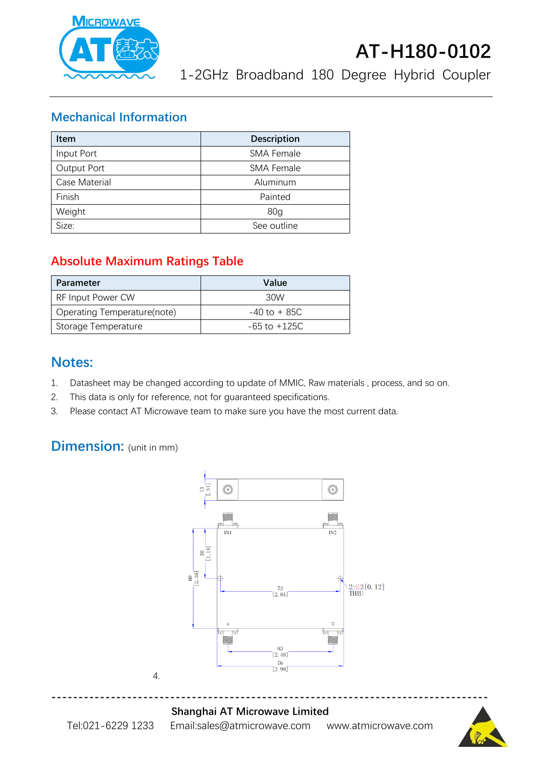# AT-H180-0102

1-2GHz Broadband 180 Degree Hybrid Coupler

## Mechanical Information

| Item | Description |
|---|---|
| Input Port | SMA Female |
| Output Port | SMA Female |
| Case Material | Aluminum |
| Finish | Painted |
| Weight | 80g |
| Size: | See outline |

## Absolute Maximum Ratings Table

| Parameter | Value |
|---|---|
| RF Input Power CW | 30W |
| Operating Temperature(note) | -40 to + 85C |
| Storage Temperature | -65 to +125C |

## Notes:

1. Datasheet may be changed according to update of MMIC, Raw materials , process, and so on.
2. This data is only for reference, not for guaranteed specifications.
3. Please contact AT Microwave team to make sure you have the most current data.

## Dimension: (unit in mm)

4.

Shanghai AT Microwave Limited

Tel:021-6229 1233 Email:sales@atmicrowave.com www.atmicrowave.com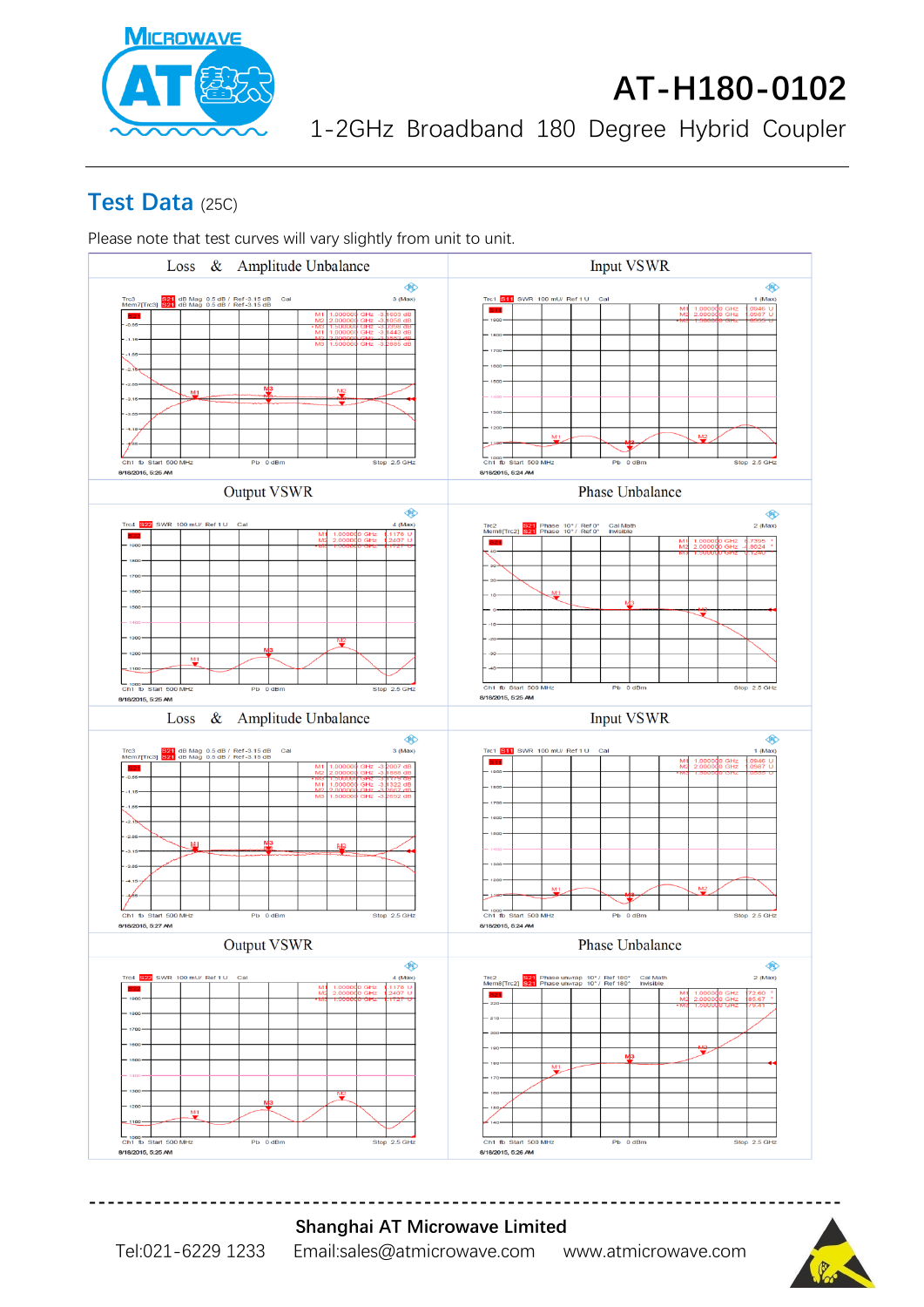# AT-H180-0102

1-2GHz Broadband 180 Degree Hybrid Coupler

## Test Data (25C)

Please note that test curves will vary slightly from unit to unit.

Loss & Amplitude Unbalance

Input VSWR

Output VSWR

Phase Unbalance

Loss & Amplitude Unbalance

Input VSWR

Output VSWR

Phase Unbalance

**Shanghai AT Microwave Limited**

Tel:021-6229 1233 Email:sales@atmicrowave.com www.atmicrowave.com